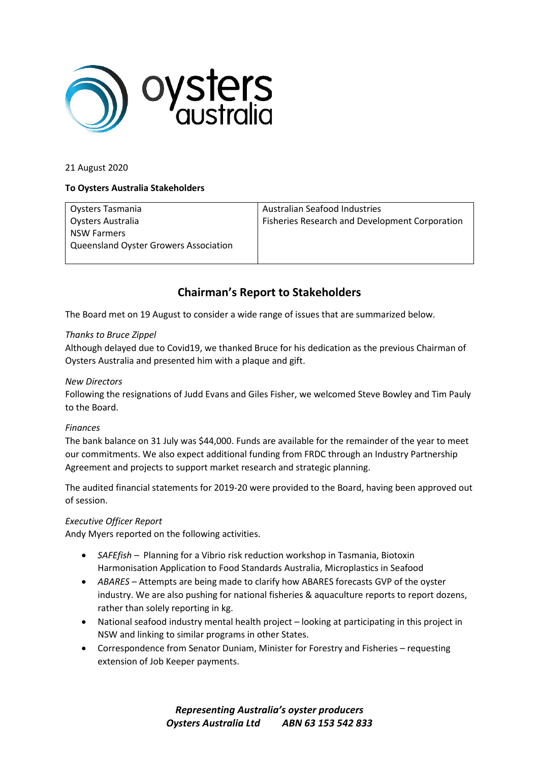21 August 2020

**To Oysters Australia Stakeholders**

| Oysters Tasmania<br>Oysters Australia<br>NSW Farmers<br>Queensland Oyster Growers Association | Australian Seafood Industries<br>Fisheries Research and Development Corporation |
|---|---|

## Chairman's Report to Stakeholders

The Board met on 19 August to consider a wide range of issues that are summarized below.

*Thanks to Bruce Zippel*

Although delayed due to Covid19, we thanked Bruce for his dedication as the previous Chairman of Oysters Australia and presented him with a plaque and gift.

*New Directors*

Following the resignations of Judd Evans and Giles Fisher, we welcomed Steve Bowley and Tim Pauly to the Board.

*Finances*

The bank balance on 31 July was $44,000. Funds are available for the remainder of the year to meet our commitments. We also expect additional funding from FRDC through an Industry Partnership Agreement and projects to support market research and strategic planning.

The audited financial statements for 2019-20 were provided to the Board, having been approved out of session.

*Executive Officer Report*

Andy Myers reported on the following activities.

- *SAFEfish* – Planning for a Vibrio risk reduction workshop in Tasmania, Biotoxin Harmonisation Application to Food Standards Australia, Microplastics in Seafood
- *ABARES* – Attempts are being made to clarify how ABARES forecasts GVP of the oyster industry. We are also pushing for national fisheries & aquaculture reports to report dozens, rather than solely reporting in kg.
- National seafood industry mental health project – looking at participating in this project in NSW and linking to similar programs in other States.
- Correspondence from Senator Duniam, Minister for Forestry and Fisheries – requesting extension of Job Keeper payments.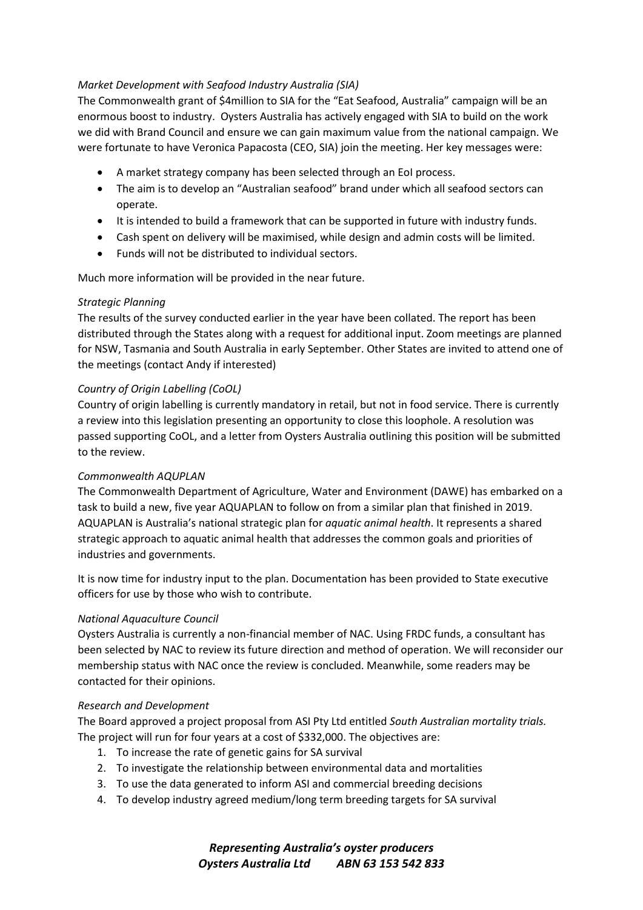*Market Development with Seafood Industry Australia (SIA)*

The Commonwealth grant of $4million to SIA for the "Eat Seafood, Australia" campaign will be an enormous boost to industry. Oysters Australia has actively engaged with SIA to build on the work we did with Brand Council and ensure we can gain maximum value from the national campaign. We were fortunate to have Veronica Papacosta (CEO, SIA) join the meeting. Her key messages were:

- A market strategy company has been selected through an EoI process.
- The aim is to develop an "Australian seafood" brand under which all seafood sectors can operate.
- It is intended to build a framework that can be supported in future with industry funds.
- Cash spent on delivery will be maximised, while design and admin costs will be limited.
- Funds will not be distributed to individual sectors.

Much more information will be provided in the near future.

*Strategic Planning*

The results of the survey conducted earlier in the year have been collated. The report has been distributed through the States along with a request for additional input. Zoom meetings are planned for NSW, Tasmania and South Australia in early September. Other States are invited to attend one of the meetings (contact Andy if interested)

*Country of Origin Labelling (CoOL)*

Country of origin labelling is currently mandatory in retail, but not in food service. There is currently a review into this legislation presenting an opportunity to close this loophole. A resolution was passed supporting CoOL, and a letter from Oysters Australia outlining this position will be submitted to the review.

*Commonwealth AQUPLAN*

The Commonwealth Department of Agriculture, Water and Environment (DAWE) has embarked on a task to build a new, five year AQUAPLAN to follow on from a similar plan that finished in 2019. AQUAPLAN is Australia's national strategic plan for *aquatic animal health*. It represents a shared strategic approach to aquatic animal health that addresses the common goals and priorities of industries and governments.

It is now time for industry input to the plan. Documentation has been provided to State executive officers for use by those who wish to contribute.

*National Aquaculture Council*

Oysters Australia is currently a non-financial member of NAC. Using FRDC funds, a consultant has been selected by NAC to review its future direction and method of operation. We will reconsider our membership status with NAC once the review is concluded. Meanwhile, some readers may be contacted for their opinions.

*Research and Development*

The Board approved a project proposal from ASI Pty Ltd entitled *South Australian mortality trials*. The project will run for four years at a cost of $332,000. The objectives are:

1. To increase the rate of genetic gains for SA survival
2. To investigate the relationship between environmental data and mortalities
3. To use the data generated to inform ASI and commercial breeding decisions
4. To develop industry agreed medium/long term breeding targets for SA survival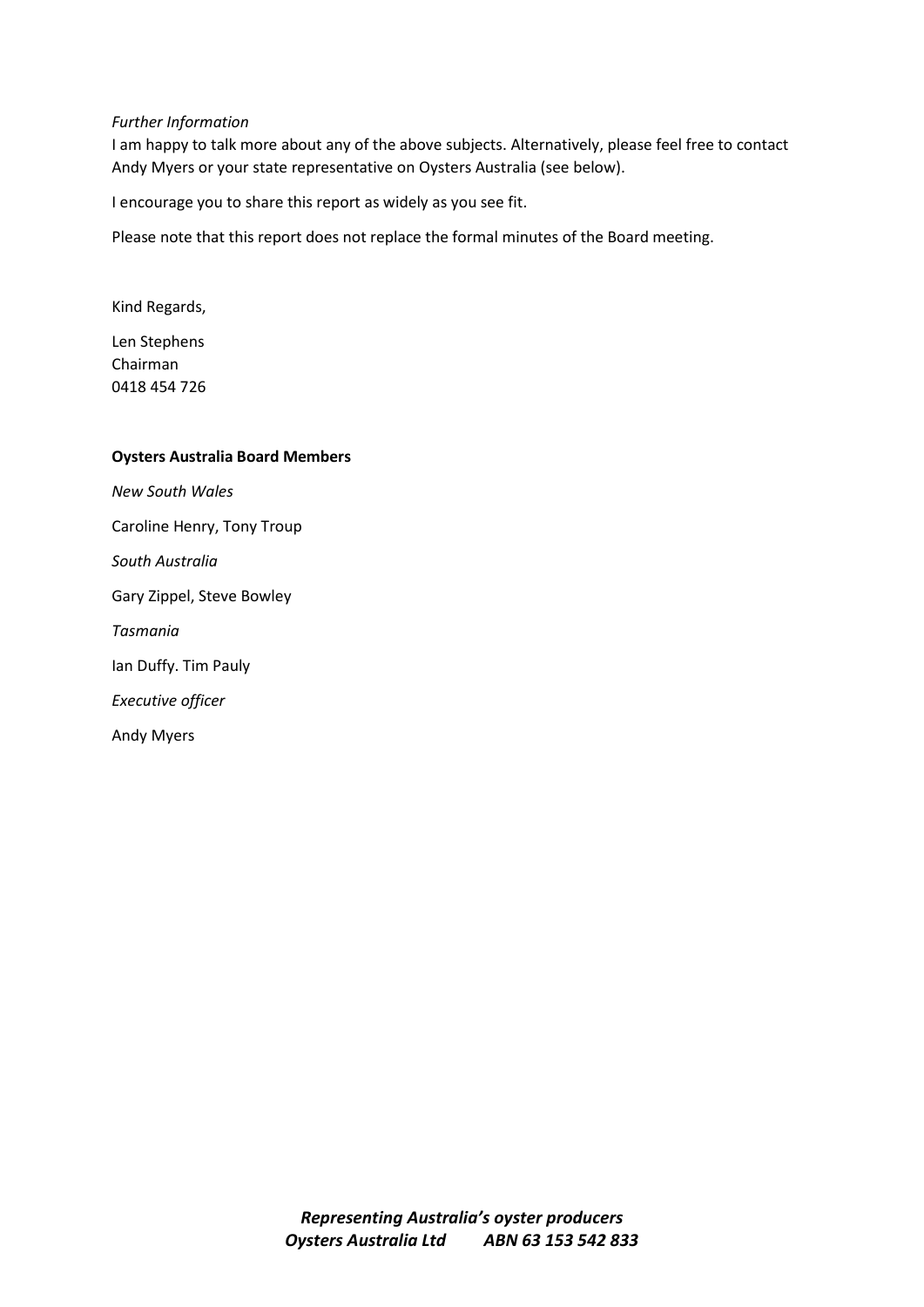*Further Information*

I am happy to talk more about any of the above subjects. Alternatively, please feel free to contact Andy Myers or your state representative on Oysters Australia (see below).

I encourage you to share this report as widely as you see fit.

Please note that this report does not replace the formal minutes of the Board meeting.

Kind Regards,

Len Stephens
Chairman
0418 454 726

**Oysters Australia Board Members**

*New South Wales*

Caroline Henry, Tony Troup

*South Australia*

Gary Zippel, Steve Bowley

*Tasmania*

Ian Duffy. Tim Pauly

*Executive officer*

Andy Myers

***Representing Australia's oyster producers***
***Oysters Australia Ltd ABN 63 153 542 833***